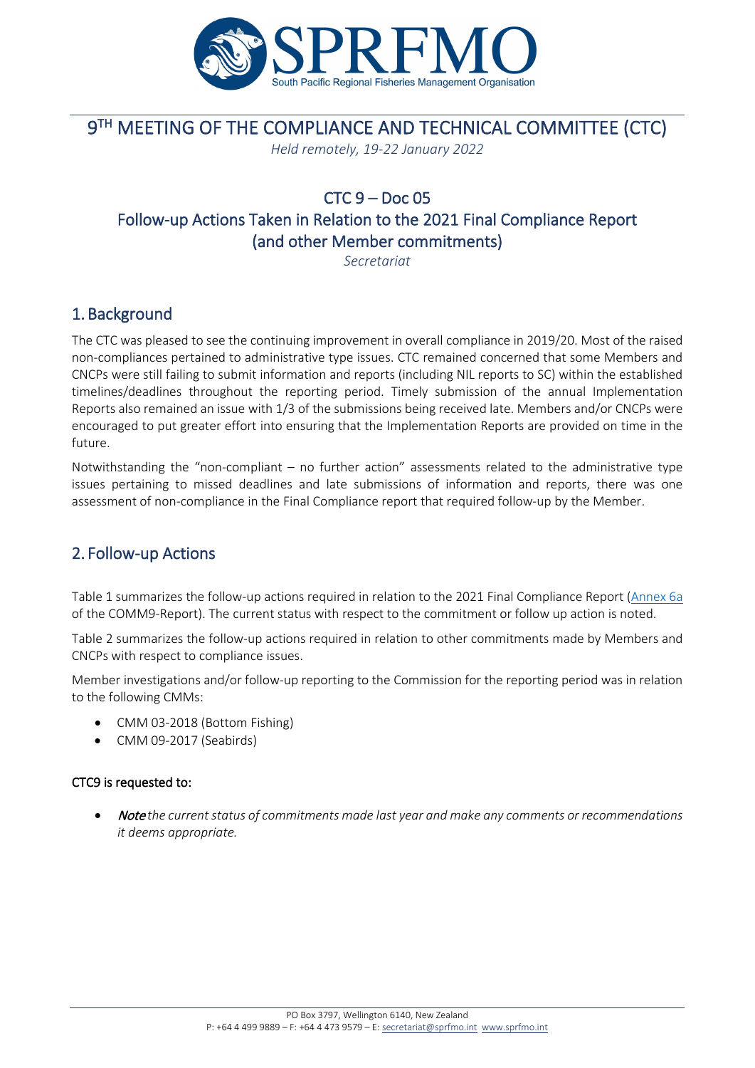# 9TH MEETING OF THE COMPLIANCE AND TECHNICAL COMMITTEE (CTC)

*Held remotely, 19-22 January 2022*

## CTC 9 – Doc 05
## Follow-up Actions Taken in Relation to the 2021 Final Compliance Report (and other Member commitments)

*Secretariat*

## 1. Background

The CTC was pleased to see the continuing improvement in overall compliance in 2019/20. Most of the raised non-compliances pertained to administrative type issues. CTC remained concerned that some Members and CNCPs were still failing to submit information and reports (including NIL reports to SC) within the established timelines/deadlines throughout the reporting period. Timely submission of the annual Implementation Reports also remained an issue with 1/3 of the submissions being received late. Members and/or CNCPs were encouraged to put greater effort into ensuring that the Implementation Reports are provided on time in the future.

Notwithstanding the "non-compliant – no further action" assessments related to the administrative type issues pertaining to missed deadlines and late submissions of information and reports, there was one assessment of non-compliance in the Final Compliance report that required follow-up by the Member.

## 2. Follow-up Actions

Table 1 summarizes the follow-up actions required in relation to the 2021 Final Compliance Report (Annex 6a of the COMM9-Report). The current status with respect to the commitment or follow up action is noted.

Table 2 summarizes the follow-up actions required in relation to other commitments made by Members and CNCPs with respect to compliance issues.

Member investigations and/or follow-up reporting to the Commission for the reporting period was in relation to the following CMMs:

- CMM 03-2018 (Bottom Fishing)
- CMM 09-2017 (Seabirds)

**CTC9 is requested to:**

- ***Note*** *the current status of commitments made last year and make any comments or recommendations it deems appropriate.*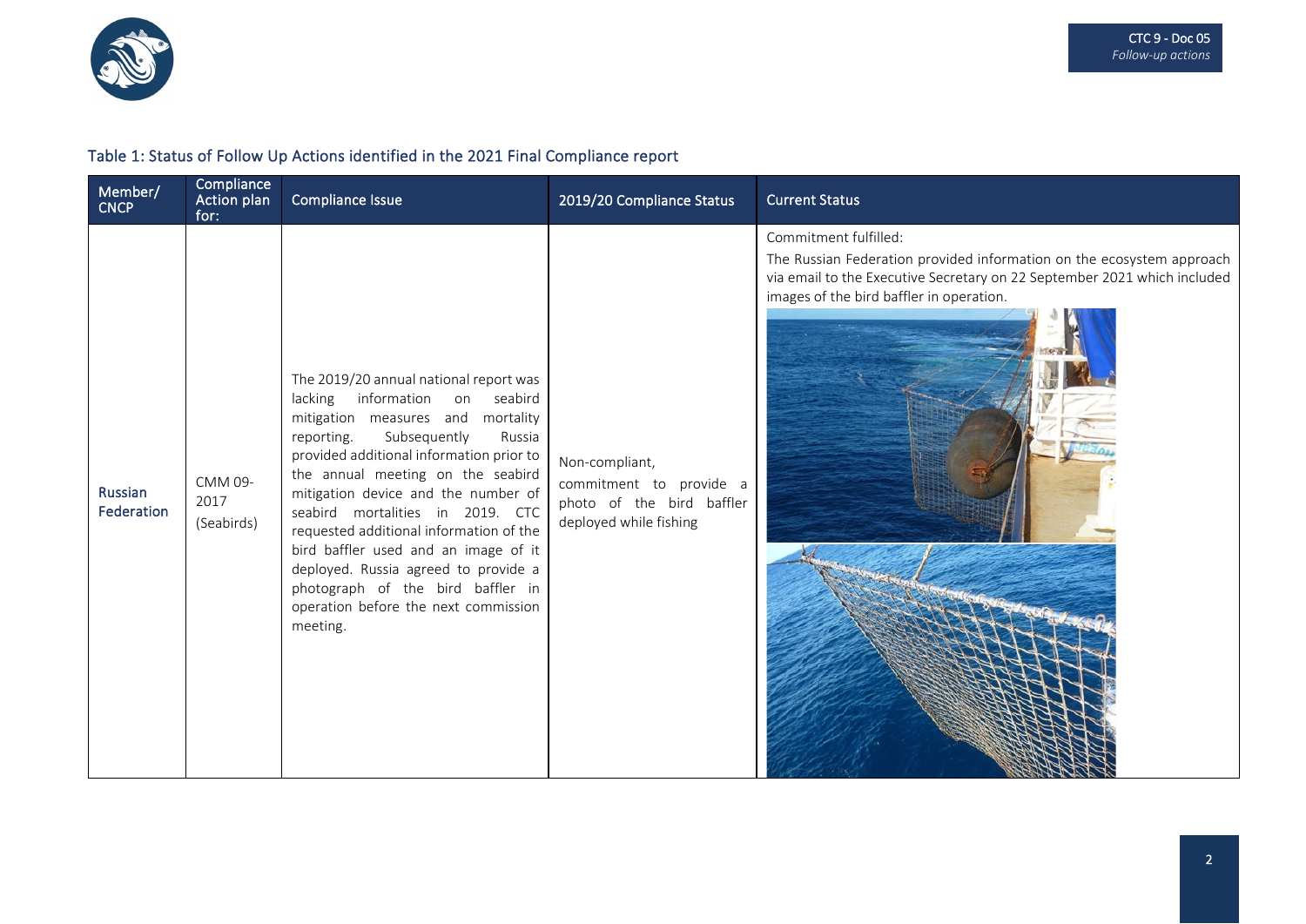## Table 1: Status of Follow Up Actions identified in the 2021 Final Compliance report

| Member/ CNCP | Compliance Action plan for: | Compliance Issue | 2019/20 Compliance Status | Current Status |
|---|---|---|---|---|
| Russian Federation | CMM 09-2017 (Seabirds) | The 2019/20 annual national report was lacking information on seabird mitigation measures and mortality reporting. Subsequently Russia provided additional information prior to the annual meeting on the seabird mitigation device and the number of seabird mortalities in 2019. CTC requested additional information of the bird baffler used and an image of it deployed. Russia agreed to provide a photograph of the bird baffler in operation before the next commission meeting. | Non-compliant, commitment to provide a photo of the bird baffler deployed while fishing | Commitment fulfilled: The Russian Federation provided information on the ecosystem approach via email to the Executive Secretary on 22 September 2021 which included images of the bird baffler in operation. |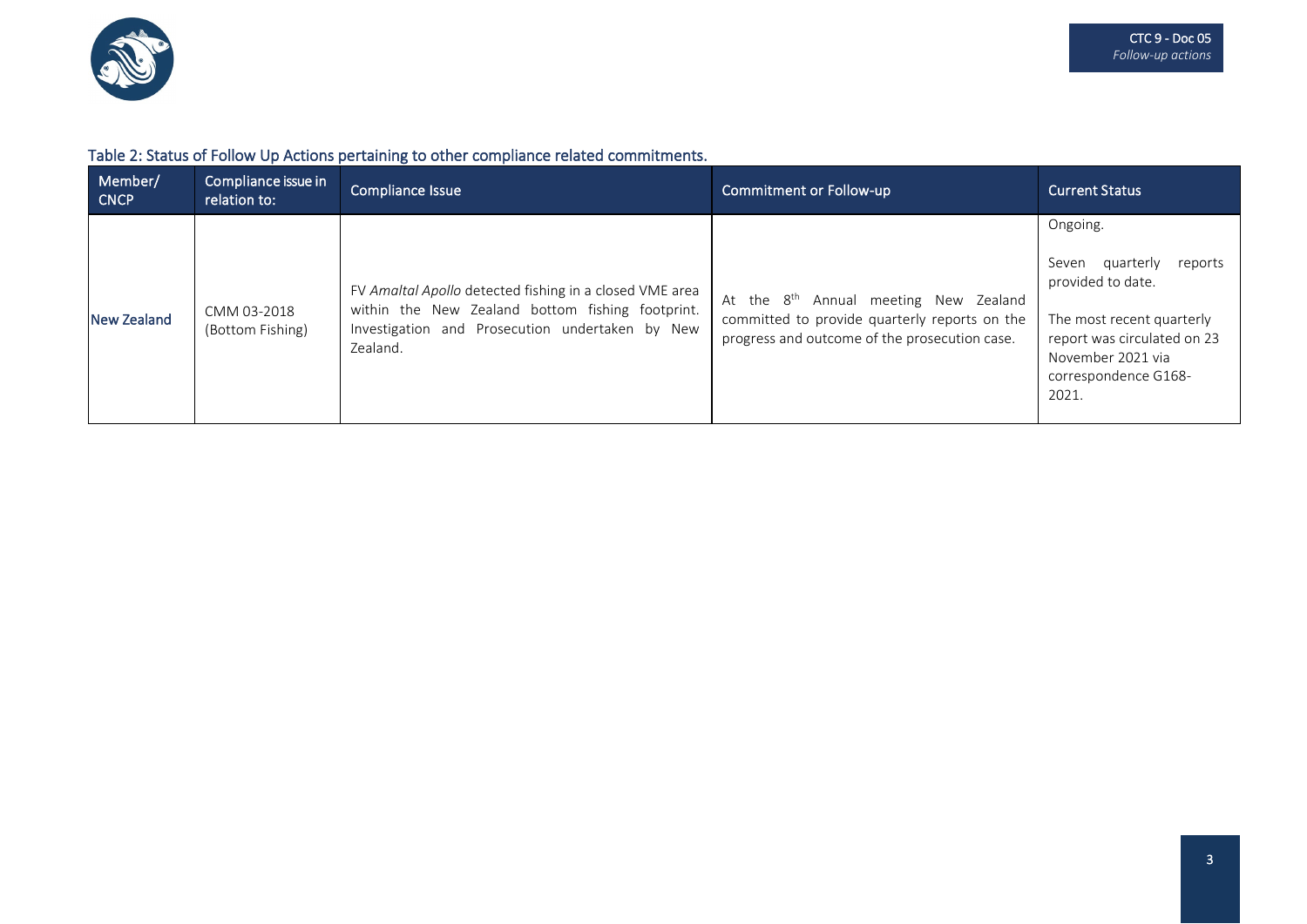### Table 2: Status of Follow Up Actions pertaining to other compliance related commitments.

| Member/ CNCP | Compliance issue in relation to: | Compliance Issue | Commitment or Follow-up | Current Status |
|---|---|---|---|---|
| New Zealand | CMM 03-2018 (Bottom Fishing) | FV *Amaltal Apollo* detected fishing in a closed VME area within the New Zealand bottom fishing footprint. Investigation and Prosecution undertaken by New Zealand. | At the 8th Annual meeting New Zealand committed to provide quarterly reports on the progress and outcome of the prosecution case. | Ongoing.<br><br>Seven quarterly reports provided to date.<br><br>The most recent quarterly report was circulated on 23 November 2021 via correspondence G168-2021. |